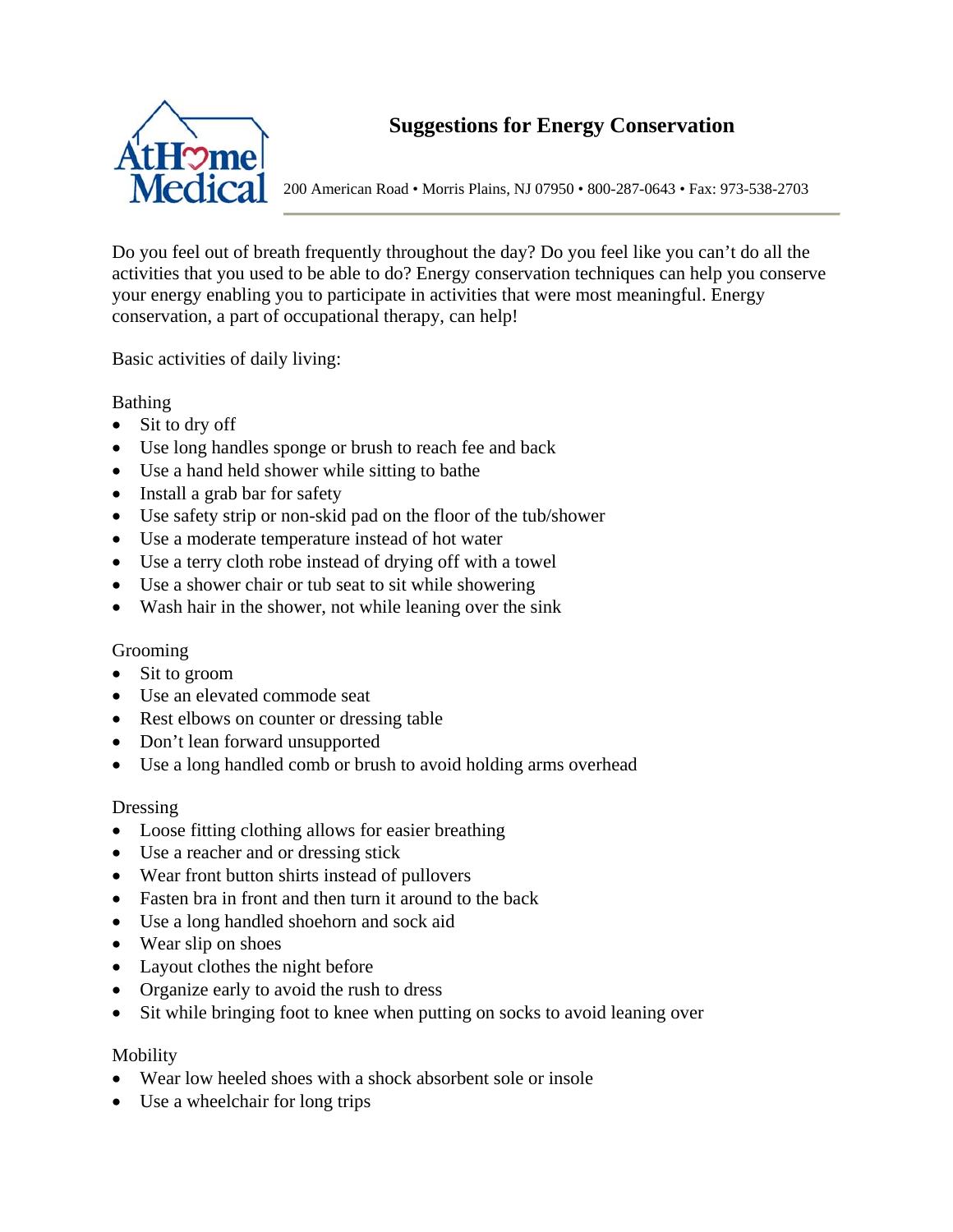# Suggestions for Energy Conservation

AtHome Medical

200 American Road • Morris Plains, NJ 07950 • 800-287-0643 • Fax: 973-538-2703

Do you feel out of breath frequently throughout the day? Do you feel like you can't do all the activities that you used to be able to do? Energy conservation techniques can help you conserve your energy enabling you to participate in activities that were most meaningful. Energy conservation, a part of occupational therapy, can help!

Basic activities of daily living:

Bathing

- Sit to dry off
- Use long handles sponge or brush to reach fee and back
- Use a hand held shower while sitting to bathe
- Install a grab bar for safety
- Use safety strip or non-skid pad on the floor of the tub/shower
- Use a moderate temperature instead of hot water
- Use a terry cloth robe instead of drying off with a towel
- Use a shower chair or tub seat to sit while showering
- Wash hair in the shower, not while leaning over the sink

Grooming

- Sit to groom
- Use an elevated commode seat
- Rest elbows on counter or dressing table
- Don't lean forward unsupported
- Use a long handled comb or brush to avoid holding arms overhead

Dressing

- Loose fitting clothing allows for easier breathing
- Use a reacher and or dressing stick
- Wear front button shirts instead of pullovers
- Fasten bra in front and then turn it around to the back
- Use a long handled shoehorn and sock aid
- Wear slip on shoes
- Layout clothes the night before
- Organize early to avoid the rush to dress
- Sit while bringing foot to knee when putting on socks to avoid leaning over

Mobility

- Wear low heeled shoes with a shock absorbent sole or insole
- Use a wheelchair for long trips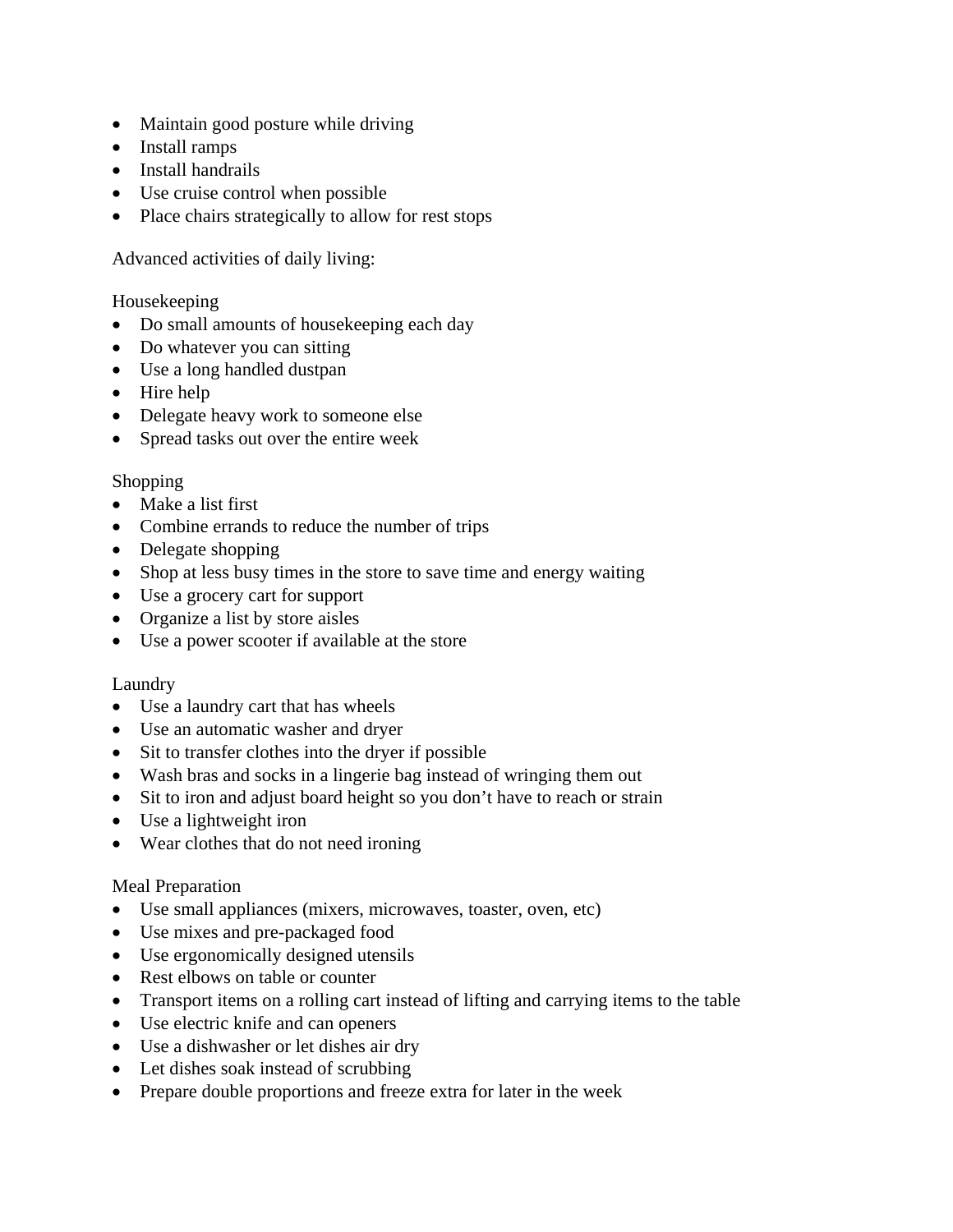- Maintain good posture while driving
- Install ramps
- Install handrails
- Use cruise control when possible
- Place chairs strategically to allow for rest stops

Advanced activities of daily living:

Housekeeping

- Do small amounts of housekeeping each day
- Do whatever you can sitting
- Use a long handled dustpan
- Hire help
- Delegate heavy work to someone else
- Spread tasks out over the entire week

Shopping

- Make a list first
- Combine errands to reduce the number of trips
- Delegate shopping
- Shop at less busy times in the store to save time and energy waiting
- Use a grocery cart for support
- Organize a list by store aisles
- Use a power scooter if available at the store

Laundry

- Use a laundry cart that has wheels
- Use an automatic washer and dryer
- Sit to transfer clothes into the dryer if possible
- Wash bras and socks in a lingerie bag instead of wringing them out
- Sit to iron and adjust board height so you don't have to reach or strain
- Use a lightweight iron
- Wear clothes that do not need ironing

Meal Preparation

- Use small appliances (mixers, microwaves, toaster, oven, etc)
- Use mixes and pre-packaged food
- Use ergonomically designed utensils
- Rest elbows on table or counter
- Transport items on a rolling cart instead of lifting and carrying items to the table
- Use electric knife and can openers
- Use a dishwasher or let dishes air dry
- Let dishes soak instead of scrubbing
- Prepare double proportions and freeze extra for later in the week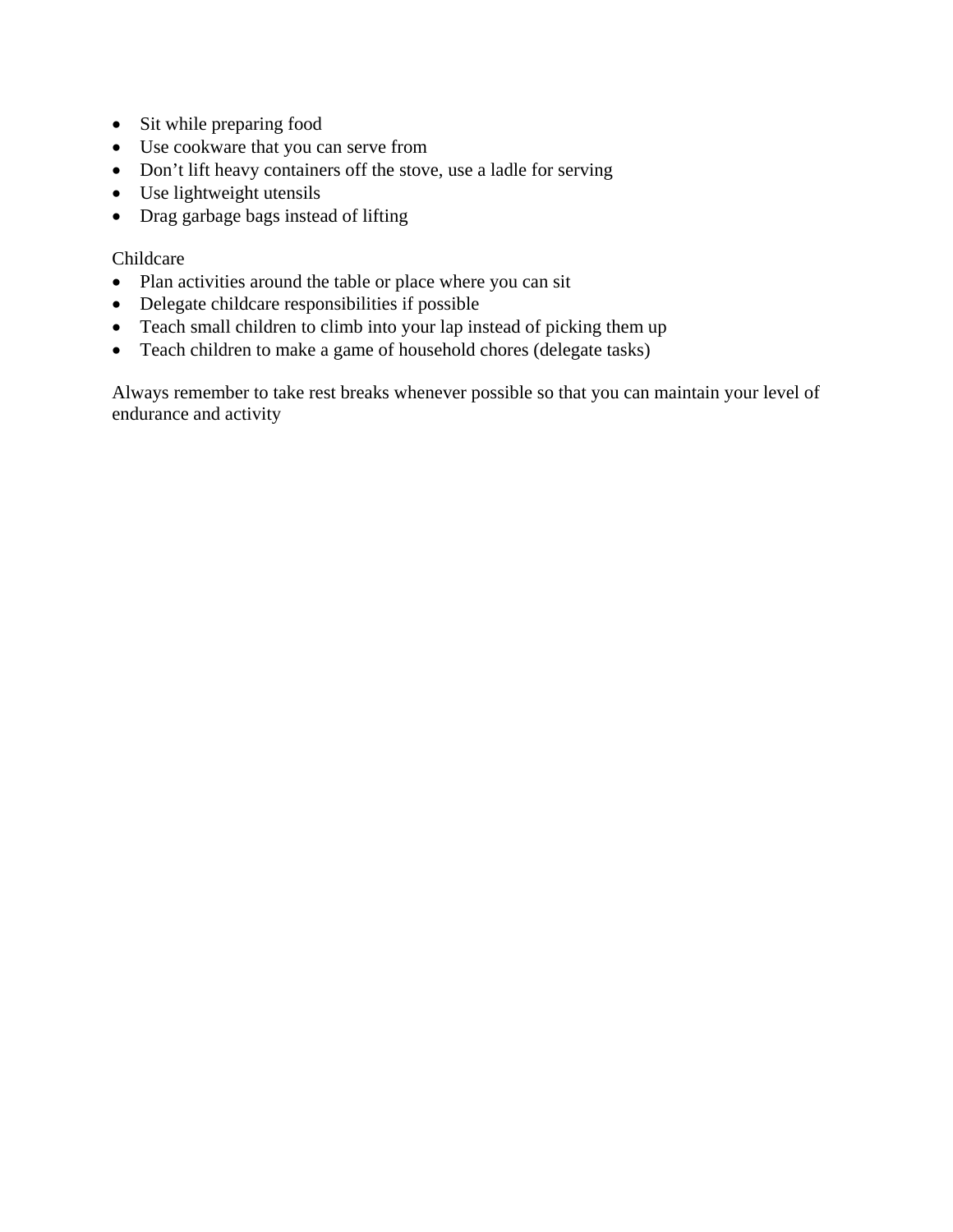- Sit while preparing food
- Use cookware that you can serve from
- Don’t lift heavy containers off the stove, use a ladle for serving
- Use lightweight utensils
- Drag garbage bags instead of lifting

Childcare

- Plan activities around the table or place where you can sit
- Delegate childcare responsibilities if possible
- Teach small children to climb into your lap instead of picking them up
- Teach children to make a game of household chores (delegate tasks)

Always remember to take rest breaks whenever possible so that you can maintain your level of endurance and activity